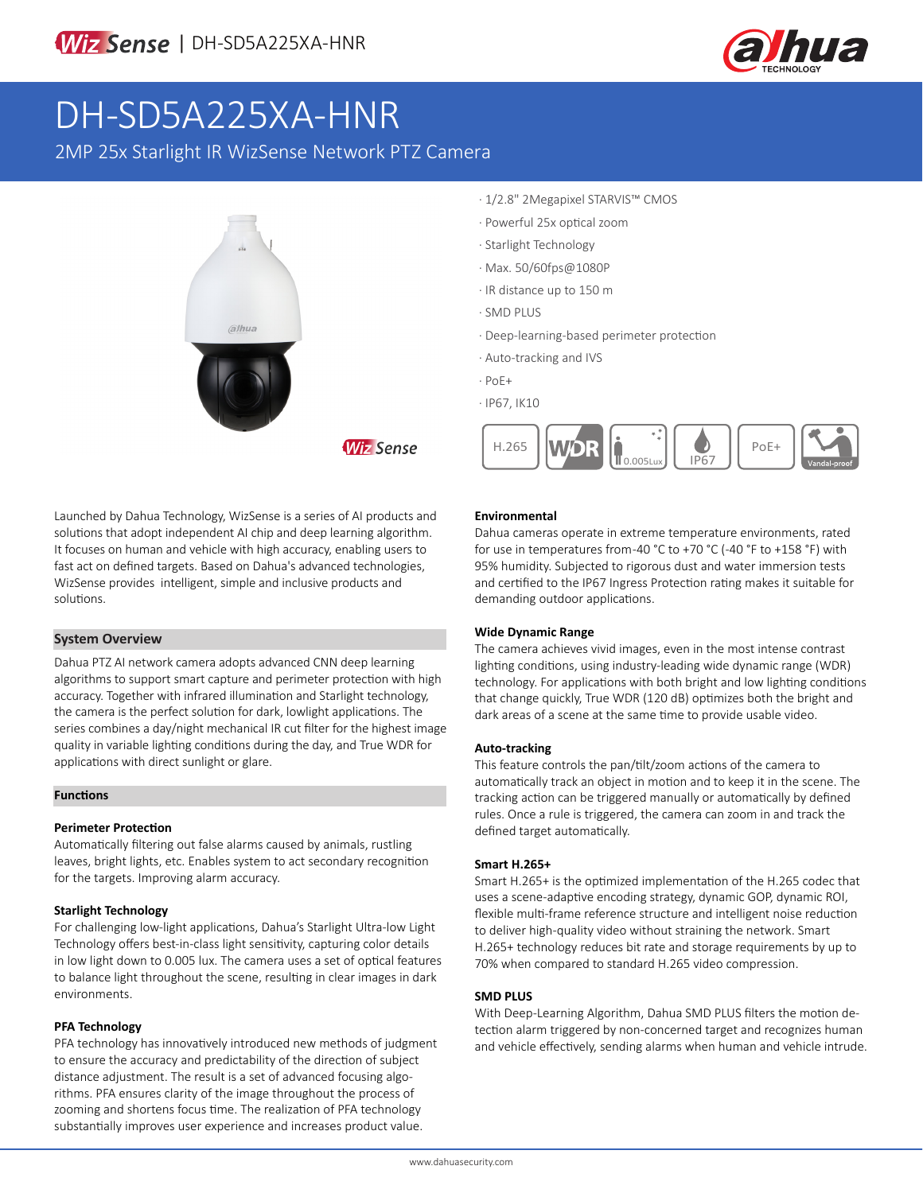# DH-SD5A225XA-HNR

## 2MP 25x Starlight IR WizSense Network PTZ Camera

- 1/2.8" 2Megapixel STARVIS™ CMOS
- Powerful 25x optical zoom
- Starlight Technology
- Max. 50/60fps@1080P
- IR distance up to 150 m
- SMD PLUS
- Deep-learning-based perimeter protection
- Auto-tracking and IVS
- PoE+
- IP67, IK10

H.265 | WDR | 0.005Lux | IP67 | PoE+ | Vandal-proof

Launched by Dahua Technology, WizSense is a series of AI products and solutions that adopt independent AI chip and deep learning algorithm. It focuses on human and vehicle with high accuracy, enabling users to fast act on defined targets. Based on Dahua's advanced technologies, WizSense provides intelligent, simple and inclusive products and solutions.

### System Overview

Dahua PTZ AI network camera adopts advanced CNN deep learning algorithms to support smart capture and perimeter protection with high accuracy. Together with infrared illumination and Starlight technology, the camera is the perfect solution for dark, lowlight applications. The series combines a day/night mechanical IR cut filter for the highest image quality in variable lighting conditions during the day, and True WDR for applications with direct sunlight or glare.

### Functions

#### Perimeter Protection

Automatically filtering out false alarms caused by animals, rustling leaves, bright lights, etc. Enables system to act secondary recognition for the targets. Improving alarm accuracy.

#### Starlight Technology

For challenging low-light applications, Dahua's Starlight Ultra-low Light Technology offers best-in-class light sensitivity, capturing color details in low light down to 0.005 lux. The camera uses a set of optical features to balance light throughout the scene, resulting in clear images in dark environments.

#### PFA Technology

PFA technology has innovatively introduced new methods of judgment to ensure the accuracy and predictability of the direction of subject distance adjustment. The result is a set of advanced focusing algorithms. PFA ensures clarity of the image throughout the process of zooming and shortens focus time. The realization of PFA technology substantially improves user experience and increases product value.

#### Environmental

Dahua cameras operate in extreme temperature environments, rated for use in temperatures from -40 °C to +70 °C (-40 °F to +158 °F) with 95% humidity. Subjected to rigorous dust and water immersion tests and certified to the IP67 Ingress Protection rating makes it suitable for demanding outdoor applications.

#### Wide Dynamic Range

The camera achieves vivid images, even in the most intense contrast lighting conditions, using industry-leading wide dynamic range (WDR) technology. For applications with both bright and low lighting conditions that change quickly, True WDR (120 dB) optimizes both the bright and dark areas of a scene at the same time to provide usable video.

#### Auto-tracking

This feature controls the pan/tilt/zoom actions of the camera to automatically track an object in motion and to keep it in the scene. The tracking action can be triggered manually or automatically by defined rules. Once a rule is triggered, the camera can zoom in and track the defined target automatically.

#### Smart H.265+

Smart H.265+ is the optimized implementation of the H.265 codec that uses a scene-adaptive encoding strategy, dynamic GOP, dynamic ROI, flexible multi-frame reference structure and intelligent noise reduction to deliver high-quality video without straining the network. Smart H.265+ technology reduces bit rate and storage requirements by up to 70% when compared to standard H.265 video compression.

#### SMD PLUS

With Deep-Learning Algorithm, Dahua SMD PLUS filters the motion detection alarm triggered by non-concerned target and recognizes human and vehicle effectively, sending alarms when human and vehicle intrude.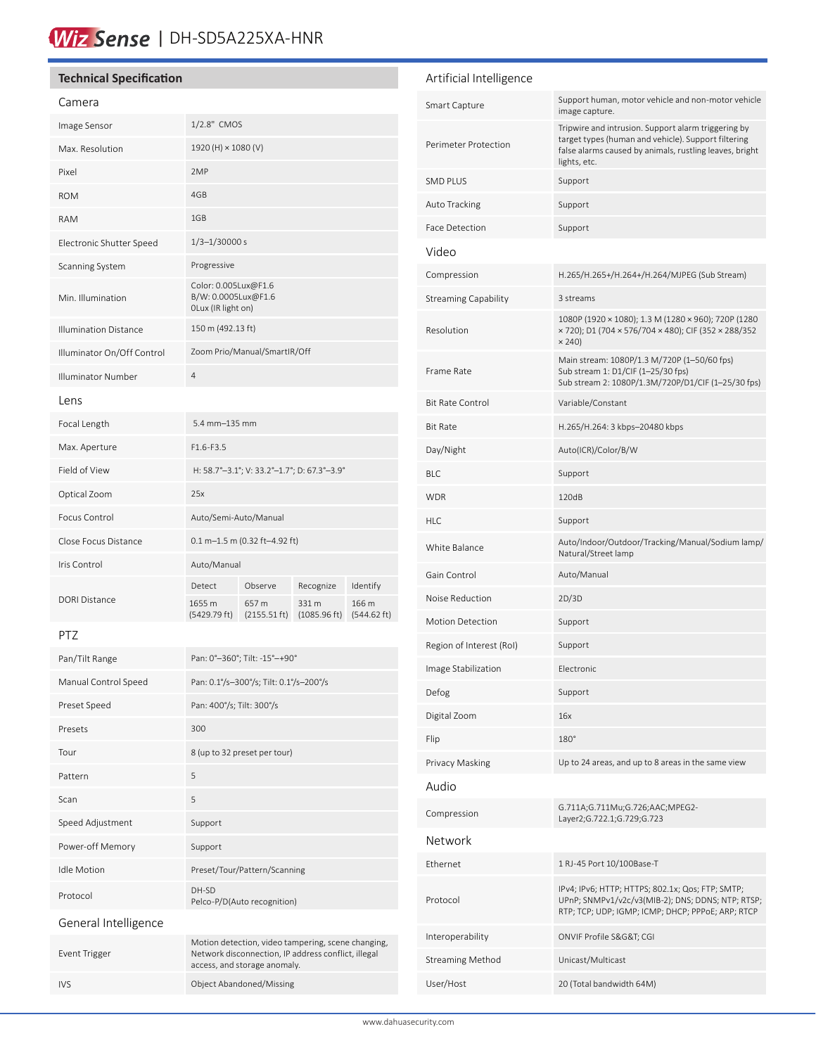# Wiz Sense | DH-SD5A225XA-HNR

## Technical Specification

### Camera

| | |
|---|---|
| Image Sensor | 1/2.8" CMOS |
| Max. Resolution | 1920 (H) × 1080 (V) |
| Pixel | 2MP |
| ROM | 4GB |
| RAM | 1GB |
| Electronic Shutter Speed | 1/3–1/30000 s |
| Scanning System | Progressive |
| Min. Illumination | Color: 0.005Lux@F1.6<br>B/W: 0.0005Lux@F1.6<br>0Lux (IR light on) |
| Illumination Distance | 150 m (492.13 ft) |
| Illuminator On/Off Control | Zoom Prio/Manual/SmartIR/Off |
| Illuminator Number | 4 |

### Lens

| | | | | |
|---|---|---|---|---|
| Focal Length | 5.4 mm–135 mm | | | |
| Max. Aperture | F1.6-F3.5 | | | |
| Field of View | H: 58.7°–3.1°; V: 33.2°–1.7°; D: 67.3°–3.9° | | | |
| Optical Zoom | 25x | | | |
| Focus Control | Auto/Semi-Auto/Manual | | | |
| Close Focus Distance | 0.1 m–1.5 m (0.32 ft–4.92 ft) | | | |
| Iris Control | Auto/Manual | | | |
| DORI Distance | Detect | Observe | Recognize | Identify |
| | 1655 m (5429.79 ft) | 657 m (2155.51 ft) | 331 m (1085.96 ft) | 166 m (544.62 ft) |

### PTZ

| | |
|---|---|
| Pan/Tilt Range | Pan: 0°–360°; Tilt: -15°–+90° |
| Manual Control Speed | Pan: 0.1°/s–300°/s; Tilt: 0.1°/s–200°/s |
| Preset Speed | Pan: 400°/s; Tilt: 300°/s |
| Presets | 300 |
| Tour | 8 (up to 32 preset per tour) |
| Pattern | 5 |
| Scan | 5 |
| Speed Adjustment | Support |
| Power-off Memory | Support |
| Idle Motion | Preset/Tour/Pattern/Scanning |
| Protocol | DH-SD<br>Pelco-P/D(Auto recognition) |

### General Intelligence

| | |
|---|---|
| Event Trigger | Motion detection, video tampering, scene changing, Network disconnection, IP address conflict, illegal access, and storage anomaly. |
| IVS | Object Abandoned/Missing |

### Artificial Intelligence

| | |
|---|---|
| Smart Capture | Support human, motor vehicle and non-motor vehicle image capture. |
| Perimeter Protection | Tripwire and intrusion. Support alarm triggering by target types (human and vehicle). Support filtering false alarms caused by animals, rustling leaves, bright lights, etc. |
| SMD PLUS | Support |
| Auto Tracking | Support |
| Face Detection | Support |

### Video

| | |
|---|---|
| Compression | H.265/H.265+/H.264+/H.264/MJPEG (Sub Stream) |
| Streaming Capability | 3 streams |
| Resolution | 1080P (1920 × 1080); 1.3 M (1280 × 960); 720P (1280 × 720); D1 (704 × 576/704 × 480); CIF (352 × 288/352 × 240) |
| Frame Rate | Main stream: 1080P/1.3 M/720P (1–50/60 fps)<br>Sub stream 1: D1/CIF (1–25/30 fps)<br>Sub stream 2: 1080P/1.3M/720P/D1/CIF (1–25/30 fps) |
| Bit Rate Control | Variable/Constant |
| Bit Rate | H.265/H.264: 3 kbps–20480 kbps |
| Day/Night | Auto(ICR)/Color/B/W |
| BLC | Support |
| WDR | 120dB |
| HLC | Support |
| White Balance | Auto/Indoor/Outdoor/Tracking/Manual/Sodium lamp/ Natural/Street lamp |
| Gain Control | Auto/Manual |
| Noise Reduction | 2D/3D |
| Motion Detection | Support |
| Region of Interest (RoI) | Support |
| Image Stabilization | Electronic |
| Defog | Support |
| Digital Zoom | 16x |
| Flip | 180° |
| Privacy Masking | Up to 24 areas, and up to 8 areas in the same view |

### Audio

| | |
|---|---|
| Compression | G.711A;G.711Mu;G.726;AAC;MPEG2-Layer2;G.722.1;G.729;G.723 |

### Network

| | |
|---|---|
| Ethernet | 1 RJ-45 Port 10/100Base-T |
| Protocol | IPv4; IPv6; HTTP; HTTPS; 802.1x; Qos; FTP; SMTP; UPnP; SNMPv1/v2c/v3(MIB-2); DNS; DDNS; NTP; RTSP; RTP; TCP; UDP; IGMP; ICMP; DHCP; PPPoE; ARP; RTCP |
| Interoperability | ONVIF Profile S&G&T; CGI |
| Streaming Method | Unicast/Multicast |
| User/Host | 20 (Total bandwidth 64M) |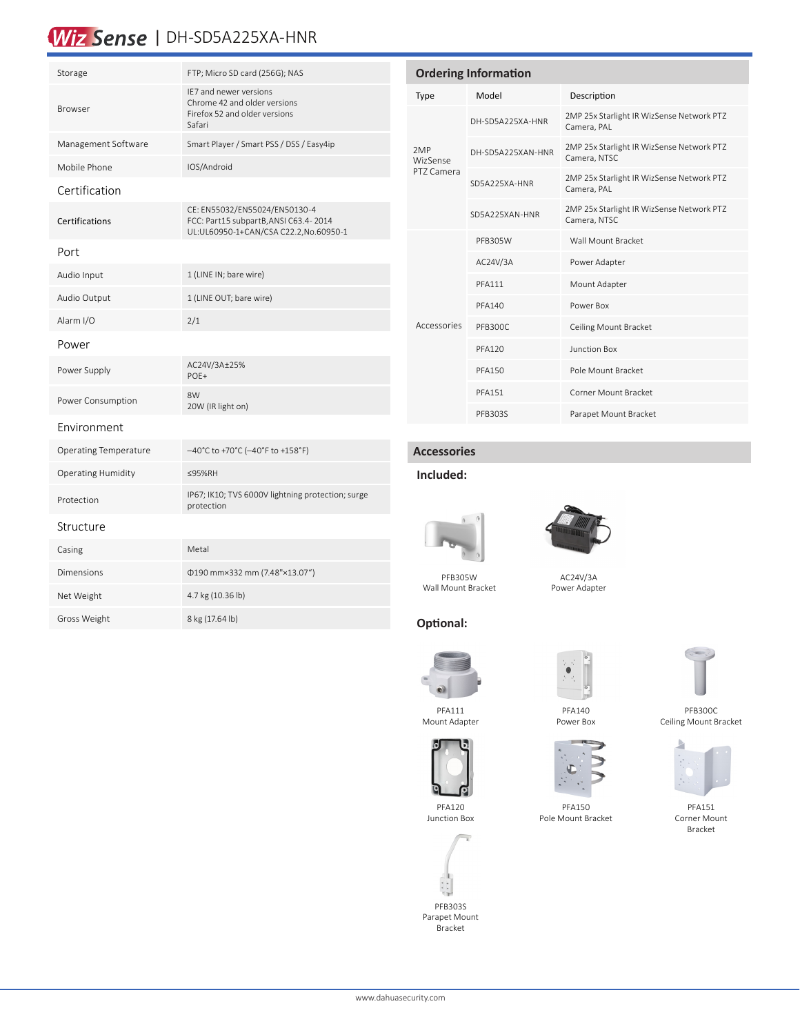# WizSense | DH-SD5A225XA-HNR

| | |
|---|---|
| Storage | FTP; Micro SD card (256G); NAS |
| Browser | IE7 and newer versions<br>Chrome 42 and older versions<br>Firefox 52 and older versions<br>Safari |
| Management Software | Smart Player / Smart PSS / DSS / Easy4ip |
| Mobile Phone | IOS/Android |

## Certification

| | |
|---|---|
| Certifications | CE: EN55032/EN55024/EN50130-4<br>FCC: Part15 subpartB,ANSI C63.4- 2014<br>UL:UL60950-1+CAN/CSA C22.2,No.60950-1 |

## Port

| | |
|---|---|
| Audio Input | 1 (LINE IN; bare wire) |
| Audio Output | 1 (LINE OUT; bare wire) |
| Alarm I/O | 2/1 |

## Power

| | |
|---|---|
| Power Supply | AC24V/3A±25%<br>POE+ |
| Power Consumption | 8W<br>20W (IR light on) |

## Environment

| | |
|---|---|
| Operating Temperature | –40°C to +70°C (–40°F to +158°F) |
| Operating Humidity | ≤95%RH |
| Protection | IP67; IK10; TVS 6000V lightning protection; surge protection |

## Structure

| | |
|---|---|
| Casing | Metal |
| Dimensions | Φ190 mm×332 mm (7.48"×13.07") |
| Net Weight | 4.7 kg (10.36 lb) |
| Gross Weight | 8 kg (17.64 lb) |

## Ordering Information

| Type | Model | Description |
|---|---|---|
| 2MP WizSense PTZ Camera | DH-SD5A225XA-HNR | 2MP 25x Starlight IR WizSense Network PTZ Camera, PAL |
| | DH-SD5A225XAN-HNR | 2MP 25x Starlight IR WizSense Network PTZ Camera, NTSC |
| | SD5A225XA-HNR | 2MP 25x Starlight IR WizSense Network PTZ Camera, PAL |
| | SD5A225XAN-HNR | 2MP 25x Starlight IR WizSense Network PTZ Camera, NTSC |
| Accessories | PFB305W | Wall Mount Bracket |
| | AC24V/3A | Power Adapter |
| | PFA111 | Mount Adapter |
| | PFA140 | Power Box |
| | PFB300C | Ceiling Mount Bracket |
| | PFA120 | Junction Box |
| | PFA150 | Pole Mount Bracket |
| | PFA151 | Corner Mount Bracket |
| | PFB303S | Parapet Mount Bracket |

## Accessories

### Included:

PFB305W
Wall Mount Bracket

AC24V/3A
Power Adapter

### Optional:

PFA111
Mount Adapter

PFA140
Power Box

PFB300C
Ceiling Mount Bracket

PFA120
Junction Box

PFA150
Pole Mount Bracket

PFA151
Corner Mount Bracket

PFB303S
Parapet Mount Bracket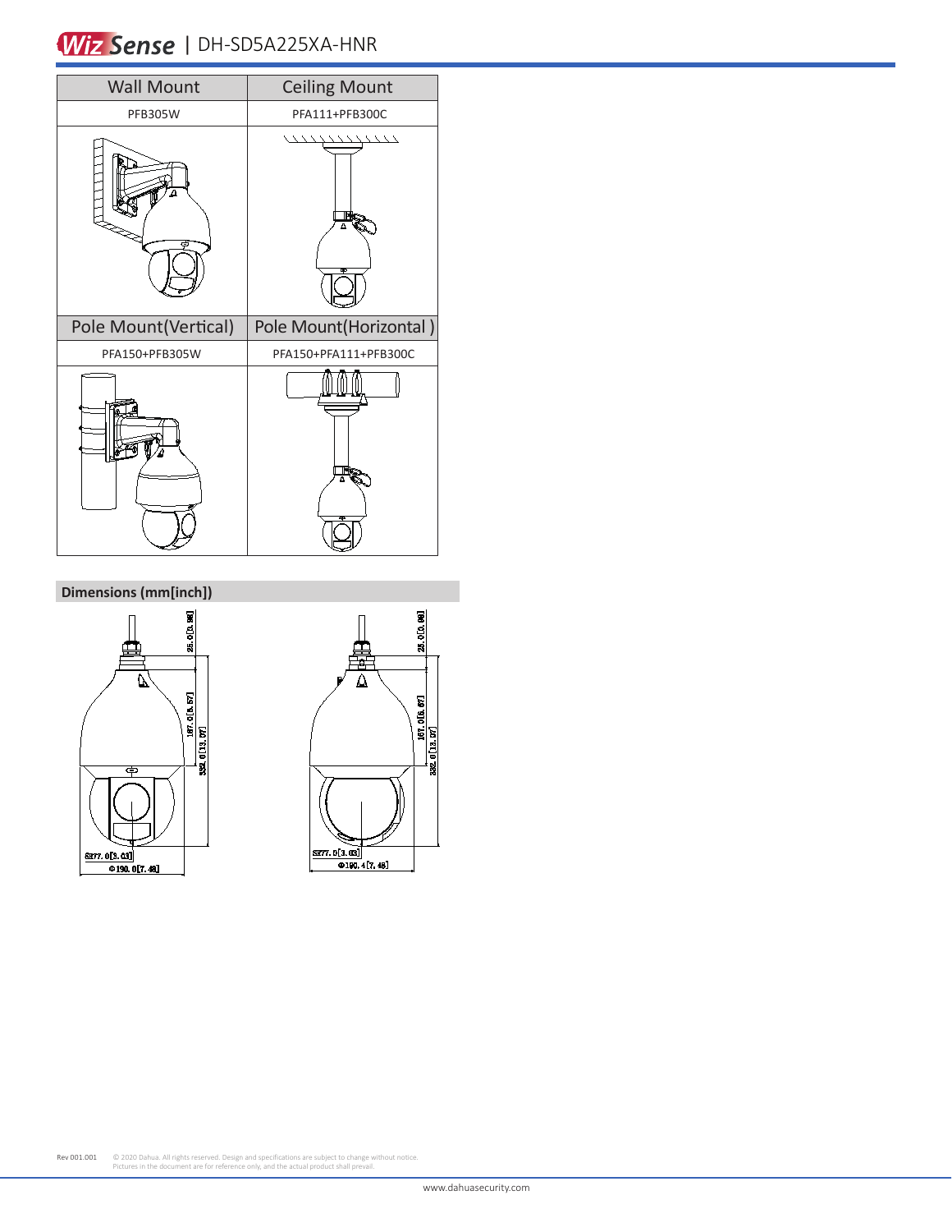| Wall Mount | Ceiling Mount |
| --- | --- |
| PFB305W | PFA111+PFB300C |
| Pole Mount(Vertical) | Pole Mount(Horizontal ) |
| PFA150+PFB305W | PFA150+PFA111+PFB300C |

## Dimensions (mm[inch])

25.0[0.98]
167.0[6.57]
332.0[13.07]
SR77.0[3.03]
Φ190.0[7.48]

25.0[0.98]
167.0[6.57]
332.0[13.07]
SR77.0[3.03]
Φ190.4[7.48]

Rev 001.001

© 2020 Dahua. All rights reserved. Design and specifications are subject to change without notice.
Pictures in the document are for reference only, and the actual product shall prevail.